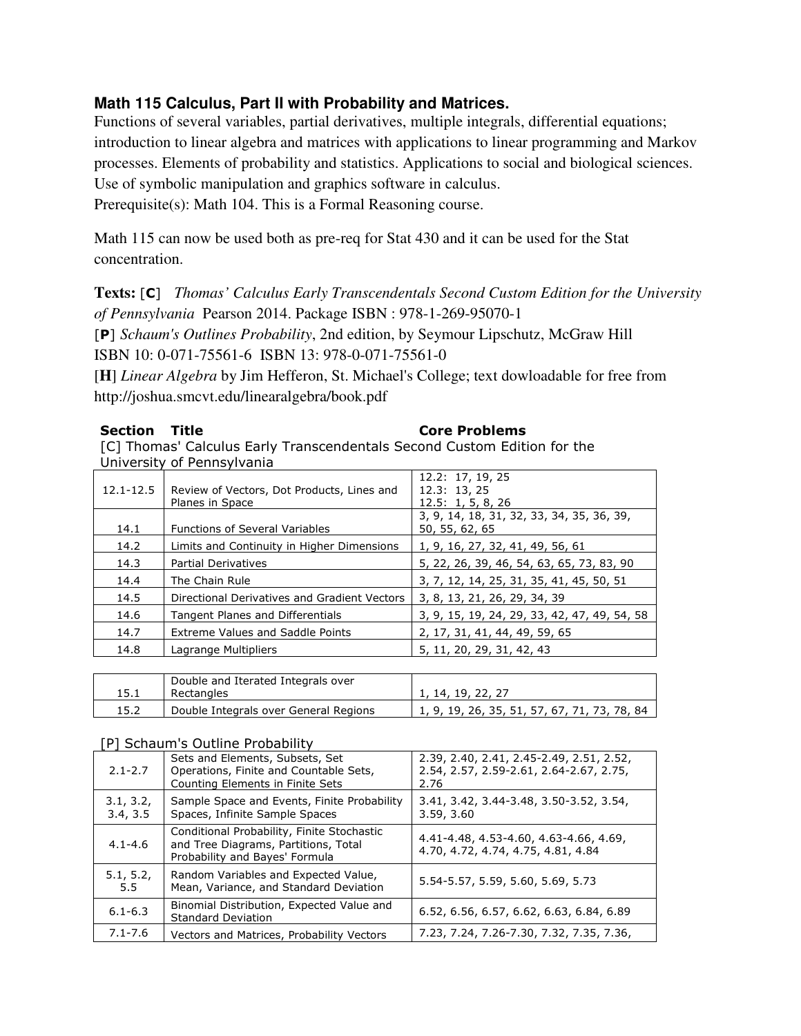**Math 115 Calculus, Part II with Probability and Matrices.**

Functions of several variables, partial derivatives, multiple integrals, differential equations; introduction to linear algebra and matrices with applications to linear programming and Markov processes. Elements of probability and statistics. Applications to social and biological sciences. Use of symbolic manipulation and graphics software in calculus.

Prerequisite(s): Math 104. This is a Formal Reasoning course.

Math 115 can now be used both as pre-req for Stat 430 and it can be used for the Stat concentration.

**Texts:** [**C**] *Thomas' Calculus Early Transcendentals Second Custom Edition for the University of Pennsylvania* Pearson 2014. Package ISBN : 978-1-269-95070-1

[**P**] *Schaum's Outlines Probability*, 2nd edition, by Seymour Lipschutz, McGraw Hill ISBN 10: 0-071-75561-6 ISBN 13: 978-0-071-75561-0

[**H**] *Linear Algebra* by Jim Hefferon, St. Michael's College; text dowloadable for free from http://joshua.smcvt.edu/linearalgebra/book.pdf

| **Section** | **Title** | **Core Problems** |
|---|---|---|

[C] Thomas' Calculus Early Transcendentals Second Custom Edition for the University of Pennsylvania

| Section | Title | Core Problems |
|---|---|---|
| 12.1-12.5 | Review of Vectors, Dot Products, Lines and Planes in Space | 12.2: 17, 19, 25<br>12.3: 13, 25<br>12.5: 1, 5, 8, 26 |
| 14.1 | Functions of Several Variables | 3, 9, 14, 18, 31, 32, 33, 34, 35, 36, 39, 50, 55, 62, 65 |
| 14.2 | Limits and Continuity in Higher Dimensions | 1, 9, 16, 27, 32, 41, 49, 56, 61 |
| 14.3 | Partial Derivatives | 5, 22, 26, 39, 46, 54, 63, 65, 73, 83, 90 |
| 14.4 | The Chain Rule | 3, 7, 12, 14, 25, 31, 35, 41, 45, 50, 51 |
| 14.5 | Directional Derivatives and Gradient Vectors | 3, 8, 13, 21, 26, 29, 34, 39 |
| 14.6 | Tangent Planes and Differentials | 3, 9, 15, 19, 24, 29, 33, 42, 47, 49, 54, 58 |
| 14.7 | Extreme Values and Saddle Points | 2, 17, 31, 41, 44, 49, 59, 65 |
| 14.8 | Lagrange Multipliers | 5, 11, 20, 29, 31, 42, 43 |

| Section | Title | Core Problems |
|---|---|---|
| 15.1 | Double and Iterated Integrals over Rectangles | 1, 14, 19, 22, 27 |
| 15.2 | Double Integrals over General Regions | 1, 9, 19, 26, 35, 51, 57, 67, 71, 73, 78, 84 |

[P] Schaum's Outline Probability

| Section | Title | Core Problems |
|---|---|---|
| 2.1-2.7 | Sets and Elements, Subsets, Set Operations, Finite and Countable Sets, Counting Elements in Finite Sets | 2.39, 2.40, 2.41, 2.45-2.49, 2.51, 2.52, 2.54, 2.57, 2.59-2.61, 2.64-2.67, 2.75, 2.76 |
| 3.1, 3.2, 3.4, 3.5 | Sample Space and Events, Finite Probability Spaces, Infinite Sample Spaces | 3.41, 3.42, 3.44-3.48, 3.50-3.52, 3.54, 3.59, 3.60 |
| 4.1-4.6 | Conditional Probability, Finite Stochastic and Tree Diagrams, Partitions, Total Probability and Bayes' Formula | 4.41-4.48, 4.53-4.60, 4.63-4.66, 4.69, 4.70, 4.72, 4.74, 4.75, 4.81, 4.84 |
| 5.1, 5.2, 5.5 | Random Variables and Expected Value, Mean, Variance, and Standard Deviation | 5.54-5.57, 5.59, 5.60, 5.69, 5.73 |
| 6.1-6.3 | Binomial Distribution, Expected Value and Standard Deviation | 6.52, 6.56, 6.57, 6.62, 6.63, 6.84, 6.89 |
| 7.1-7.6 | Vectors and Matrices, Probability Vectors | 7.23, 7.24, 7.26-7.30, 7.32, 7.35, 7.36, |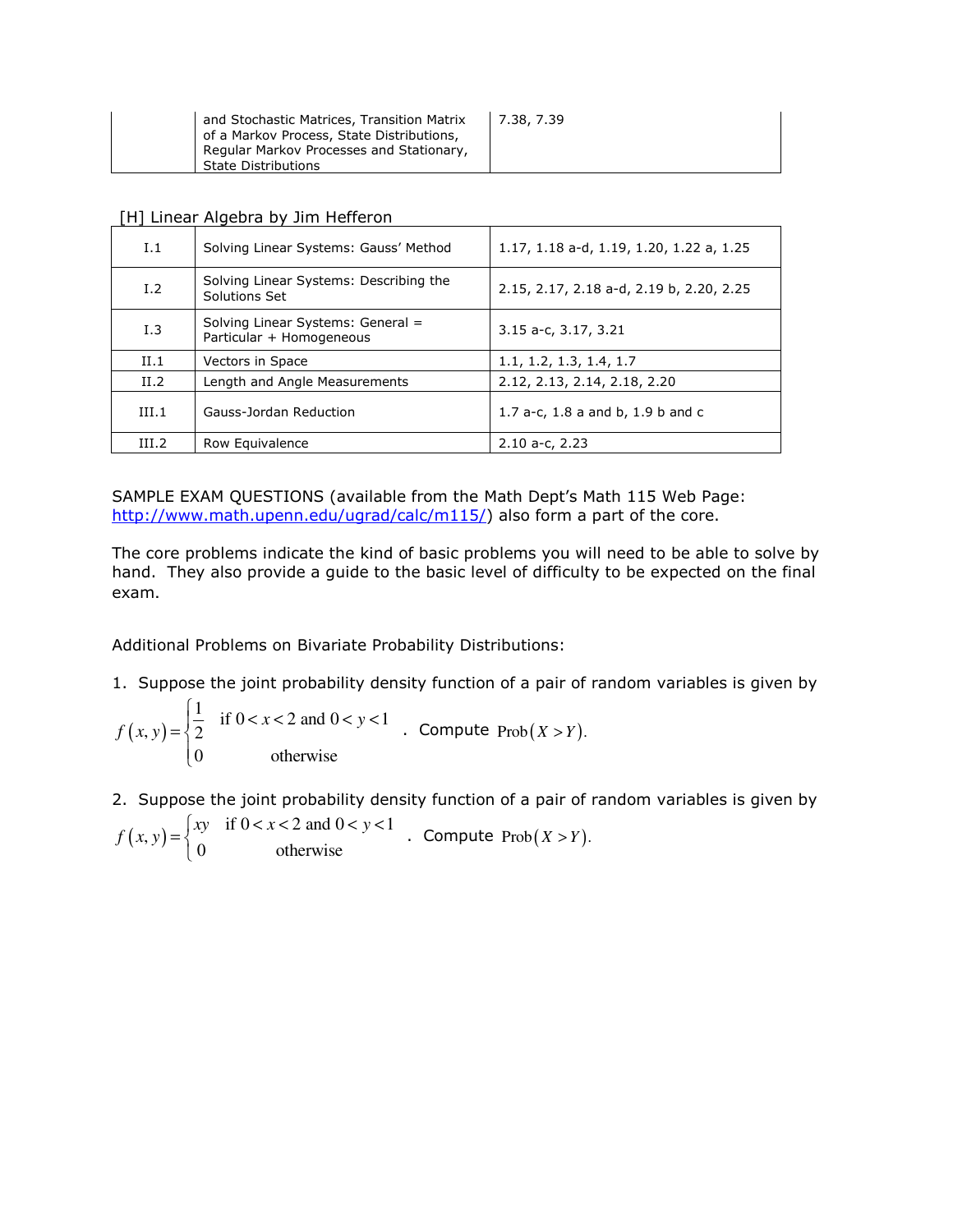|  | and Stochastic Matrices, Transition Matrix of a Markov Process, State Distributions, Regular Markov Processes and Stationary, State Distributions | 7.38, 7.39 |
|---|---|---|

[H] Linear Algebra by Jim Hefferon

| | | |
|---|---|---|
| I.1 | Solving Linear Systems: Gauss' Method | 1.17, 1.18 a-d, 1.19, 1.20, 1.22 a, 1.25 |
| I.2 | Solving Linear Systems: Describing the Solutions Set | 2.15, 2.17, 2.18 a-d, 2.19 b, 2.20, 2.25 |
| I.3 | Solving Linear Systems: General = Particular + Homogeneous | 3.15 a-c, 3.17, 3.21 |
| II.1 | Vectors in Space | 1.1, 1.2, 1.3, 1.4, 1.7 |
| II.2 | Length and Angle Measurements | 2.12, 2.13, 2.14, 2.18, 2.20 |
| III.1 | Gauss-Jordan Reduction | 1.7 a-c, 1.8 a and b, 1.9 b and c |
| III.2 | Row Equivalence | 2.10 a-c, 2.23 |

SAMPLE EXAM QUESTIONS (available from the Math Dept's Math 115 Web Page: http://www.math.upenn.edu/ugrad/calc/m115/) also form a part of the core.

The core problems indicate the kind of basic problems you will need to be able to solve by hand. They also provide a guide to the basic level of difficulty to be expected on the final exam.

Additional Problems on Bivariate Probability Distributions:

1. Suppose the joint probability density function of a pair of random variables is given by $f(x,y) = \begin{cases} \dfrac{1}{2} & \text{if } 0 < x < 2 \text{ and } 0 < y < 1 \\ 0 & \text{otherwise} \end{cases}$. Compute $\text{Prob}(X > Y)$.

2. Suppose the joint probability density function of a pair of random variables is given by $f(x,y) = \begin{cases} xy & \text{if } 0 < x < 2 \text{ and } 0 < y < 1 \\ 0 & \text{otherwise} \end{cases}$. Compute $\text{Prob}(X > Y)$.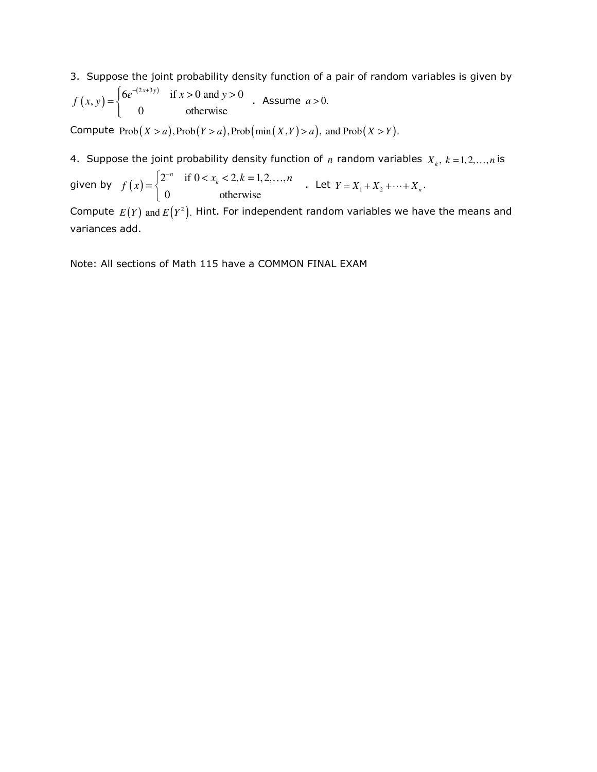3. Suppose the joint probability density function of a pair of random variables is given by $f(x, y) = \begin{cases} 6e^{-(2x+3y)} & \text{if } x > 0 \text{ and } y > 0 \\ 0 & \text{otherwise} \end{cases}$. Assume $a > 0.$

Compute $\text{Prob}(X > a), \text{Prob}(Y > a), \text{Prob}(\min(X, Y) > a),$ and $\text{Prob}(X > Y).$

4. Suppose the joint probability density function of $n$ random variables $X_k,\ k = 1, 2, \ldots, n$ is given by $f(x) = \begin{cases} 2^{-n} & \text{if } 0 < x_k < 2, k = 1, 2, \ldots, n \\ 0 & \text{otherwise} \end{cases}$. Let $Y = X_1 + X_2 + \cdots + X_n.$

Compute $E(Y)$ and $E(Y^2).$ Hint. For independent random variables we have the means and variances add.

Note: All sections of Math 115 have a COMMON FINAL EXAM